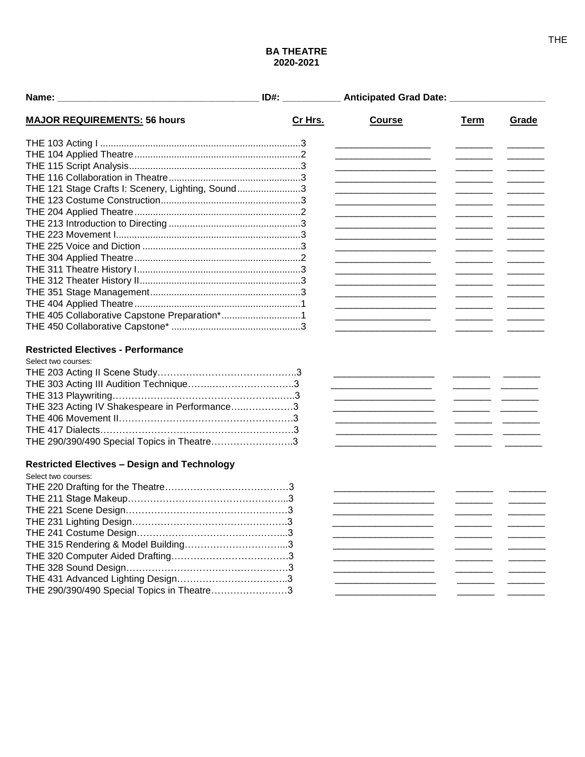# BA THEATRE
## 2020-2021

**Name:** ______________________________ **ID#:** __________ **Anticipated Grad Date:** ________________

| MAJOR REQUIREMENTS: 56 hours | Cr Hrs. | Course | Term | Grade |
|---|---|---|---|---|
| THE 103 Acting I | 3 | | | |
| THE 104 Applied Theatre | 2 | | | |
| THE 115 Script Analysis | 3 | | | |
| THE 116 Collaboration in Theatre | 3 | | | |
| THE 121 Stage Crafts I: Scenery, Lighting, Sound | 3 | | | |
| THE 123 Costume Construction | 3 | | | |
| THE 204 Applied Theatre | 2 | | | |
| THE 213 Introduction to Directing | 3 | | | |
| THE 223 Movement I | 3 | | | |
| THE 225 Voice and Diction | 3 | | | |
| THE 304 Applied Theatre | 2 | | | |
| THE 311 Theatre History I | 3 | | | |
| THE 312 Theater History II | 3 | | | |
| THE 351 Stage Management | 3 | | | |
| THE 404 Applied Theatre | 1 | | | |
| THE 405 Collaborative Capstone Preparation* | 1 | | | |
| THE 450 Collaborative Capstone* | 3 | | | |

### Restricted Electives - Performance

Select two courses:

| Course | Cr Hrs. | Course | Term | Grade |
|---|---|---|---|---|
| THE 203 Acting II Scene Study | 3 | | | |
| THE 303 Acting III Audition Technique | 3 | | | |
| THE 313 Playwriting | 3 | | | |
| THE 323 Acting IV Shakespeare in Performance | 3 | | | |
| THE 406 Movement II | 3 | | | |
| THE 417 Dialects | 3 | | | |
| THE 290/390/490 Special Topics in Theatre | 3 | | | |

### Restricted Electives – Design and Technology

Select two courses:

| Course | Cr Hrs. | Course | Term | Grade |
|---|---|---|---|---|
| THE 220 Drafting for the Theatre | 3 | | | |
| THE 211 Stage Makeup | 3 | | | |
| THE 221 Scene Design | 3 | | | |
| THE 231 Lighting Design | 3 | | | |
| THE 241 Costume Design | 3 | | | |
| THE 315 Rendering & Model Building | 3 | | | |
| THE 320 Computer Aided Drafting | 3 | | | |
| THE 328 Sound Design | 3 | | | |
| THE 431 Advanced Lighting Design | 3 | | | |
| THE 290/390/490 Special Topics in Theatre | 3 | | | |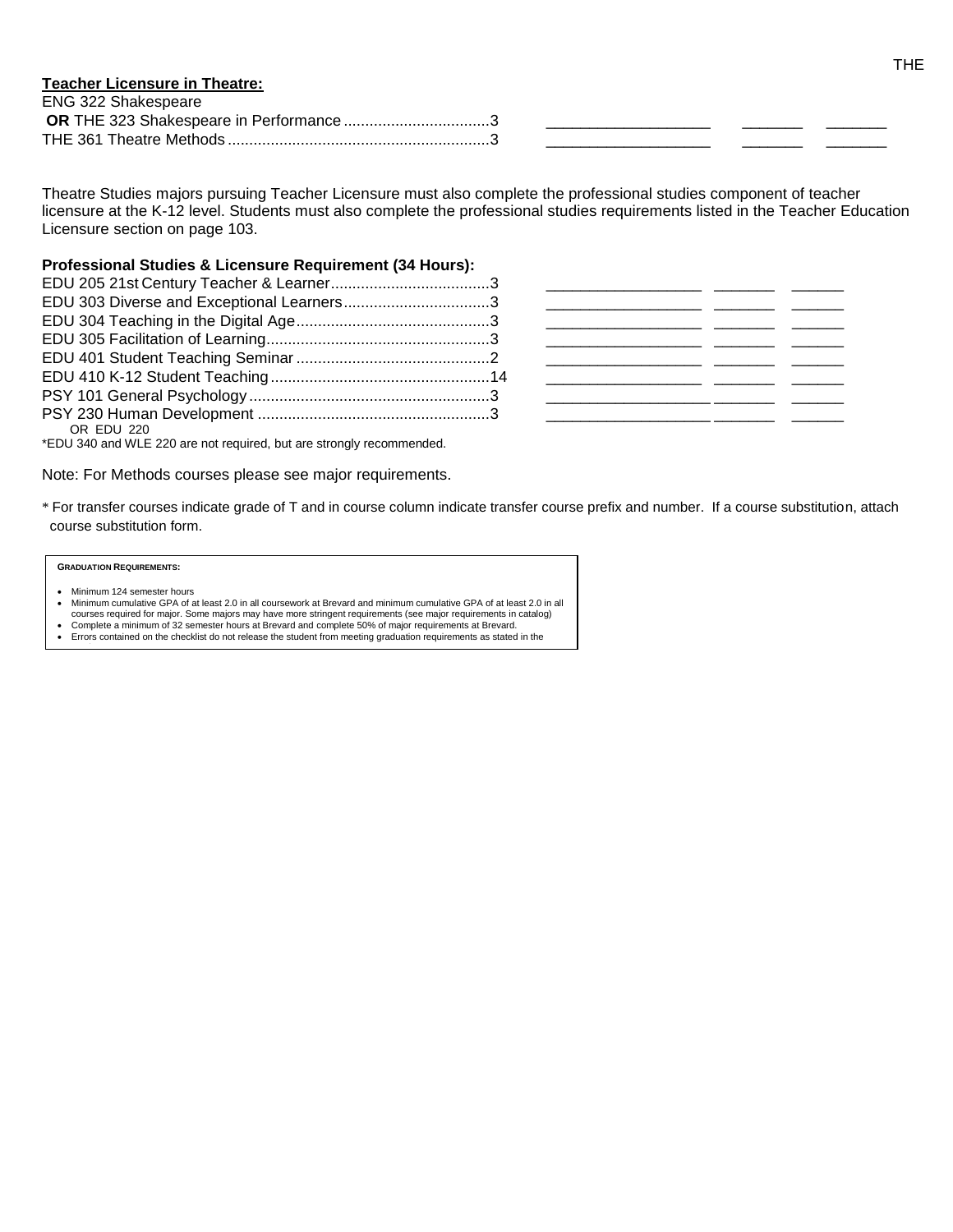**Teacher Licensure in Theatre:**

| | | | | |
|---|---|---|---|---|
| ENG 322 Shakespeare **OR** THE 323 Shakespeare in Performance | 3 | __________________ | _______ | _______ |
| THE 361 Theatre Methods | 3 | __________________ | _______ | _______ |

Theatre Studies majors pursuing Teacher Licensure must also complete the professional studies component of teacher licensure at the K-12 level. Students must also complete the professional studies requirements listed in the Teacher Education Licensure section on page 103.

**Professional Studies & Licensure Requirement (34 Hours):**

| | | | | |
|---|---|---|---|---|
| EDU 205 21st Century Teacher & Learner | 3 | _________________ | _______ | ______ |
| EDU 303 Diverse and Exceptional Learners | 3 | _________________ | _______ | ______ |
| EDU 304 Teaching in the Digital Age | 3 | _________________ | _______ | ______ |
| EDU 305 Facilitation of Learning | 3 | _________________ | _______ | ______ |
| EDU 401 Student Teaching Seminar | 2 | _________________ | _______ | ______ |
| EDU 410 K-12 Student Teaching | 14 | _________________ | _______ | ______ |
| PSY 101 General Psychology | 3 | _________________ | _______ | ______ |
| PSY 230 Human Development OR EDU 220 | 3 | _________________ | _______ | ______ |

*EDU 340 and WLE 220 are not required, but are strongly recommended.

Note: For Methods courses please see major requirements.

* For transfer courses indicate grade of T and in course column indicate transfer course prefix and number. If a course substitution, attach course substitution form.

**GRADUATION REQUIREMENTS:**

- Minimum 124 semester hours
- Minimum cumulative GPA of at least 2.0 in all coursework at Brevard and minimum cumulative GPA of at least 2.0 in all courses required for major. Some majors may have more stringent requirements (see major requirements in catalog)
- Complete a minimum of 32 semester hours at Brevard and complete 50% of major requirements at Brevard.
- Errors contained on the checklist do not release the student from meeting graduation requirements as stated in the